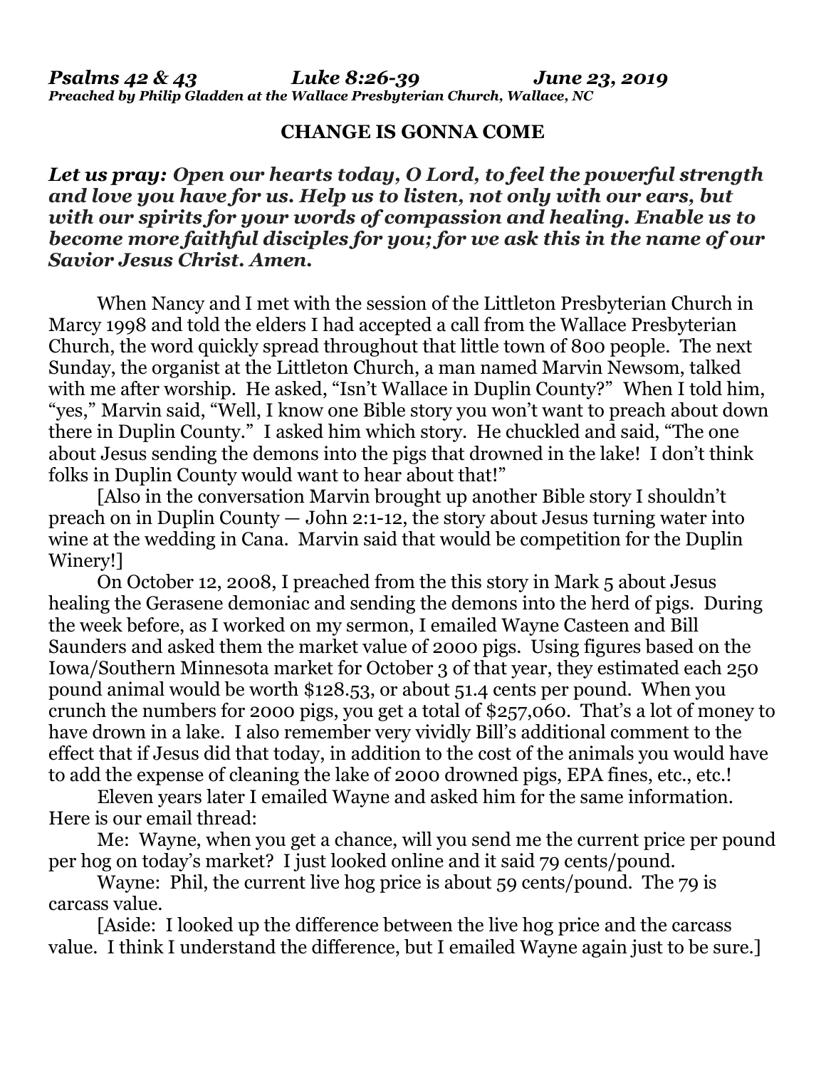***Psalms 42 & 43 Luke 8:26-39 June 23, 2019***
***Preached by Philip Gladden at the Wallace Presbyterian Church, Wallace, NC***

# CHANGE IS GONNA COME

***Let us pray: Open our hearts today, O Lord, to feel the powerful strength and love you have for us. Help us to listen, not only with our ears, but with our spirits for your words of compassion and healing. Enable us to become more faithful disciples for you; for we ask this in the name of our Savior Jesus Christ. Amen.***

When Nancy and I met with the session of the Littleton Presbyterian Church in Marcy 1998 and told the elders I had accepted a call from the Wallace Presbyterian Church, the word quickly spread throughout that little town of 800 people. The next Sunday, the organist at the Littleton Church, a man named Marvin Newsom, talked with me after worship. He asked, "Isn't Wallace in Duplin County?" When I told him, "yes," Marvin said, "Well, I know one Bible story you won't want to preach about down there in Duplin County." I asked him which story. He chuckled and said, "The one about Jesus sending the demons into the pigs that drowned in the lake! I don't think folks in Duplin County would want to hear about that!"

[Also in the conversation Marvin brought up another Bible story I shouldn't preach on in Duplin County — John 2:1-12, the story about Jesus turning water into wine at the wedding in Cana. Marvin said that would be competition for the Duplin Winery!]

On October 12, 2008, I preached from the this story in Mark 5 about Jesus healing the Gerasene demoniac and sending the demons into the herd of pigs. During the week before, as I worked on my sermon, I emailed Wayne Casteen and Bill Saunders and asked them the market value of 2000 pigs. Using figures based on the Iowa/Southern Minnesota market for October 3 of that year, they estimated each 250 pound animal would be worth $128.53, or about 51.4 cents per pound. When you crunch the numbers for 2000 pigs, you get a total of $257,060. That's a lot of money to have drown in a lake. I also remember very vividly Bill's additional comment to the effect that if Jesus did that today, in addition to the cost of the animals you would have to add the expense of cleaning the lake of 2000 drowned pigs, EPA fines, etc., etc.!

Eleven years later I emailed Wayne and asked him for the same information. Here is our email thread:

Me: Wayne, when you get a chance, will you send me the current price per pound per hog on today's market? I just looked online and it said 79 cents/pound.

Wayne: Phil, the current live hog price is about 59 cents/pound. The 79 is carcass value.

[Aside: I looked up the difference between the live hog price and the carcass value. I think I understand the difference, but I emailed Wayne again just to be sure.]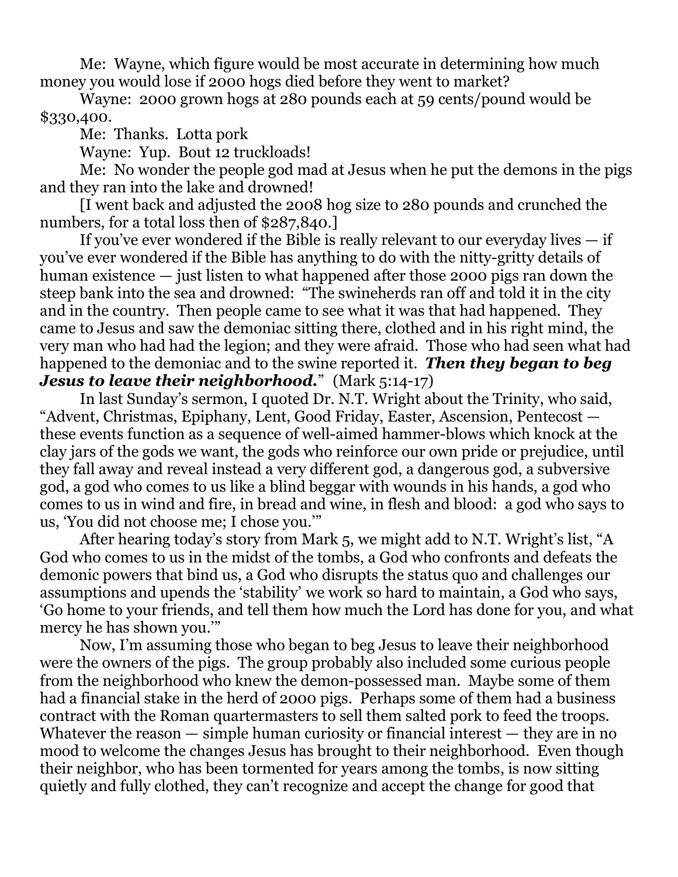Me: Wayne, which figure would be most accurate in determining how much money you would lose if 2000 hogs died before they went to market?

Wayne: 2000 grown hogs at 280 pounds each at 59 cents/pound would be $330,400.

Me: Thanks. Lotta pork

Wayne: Yup. Bout 12 truckloads!

Me: No wonder the people god mad at Jesus when he put the demons in the pigs and they ran into the lake and drowned!

[I went back and adjusted the 2008 hog size to 280 pounds and crunched the numbers, for a total loss then of $287,840.]

If you've ever wondered if the Bible is really relevant to our everyday lives — if you've ever wondered if the Bible has anything to do with the nitty-gritty details of human existence — just listen to what happened after those 2000 pigs ran down the steep bank into the sea and drowned: "The swineherds ran off and told it in the city and in the country. Then people came to see what it was that had happened. They came to Jesus and saw the demoniac sitting there, clothed and in his right mind, the very man who had had the legion; and they were afraid. Those who had seen what had happened to the demoniac and to the swine reported it. ***Then they began to beg Jesus to leave their neighborhood.***" (Mark 5:14-17)

In last Sunday's sermon, I quoted Dr. N.T. Wright about the Trinity, who said, "Advent, Christmas, Epiphany, Lent, Good Friday, Easter, Ascension, Pentecost — these events function as a sequence of well-aimed hammer-blows which knock at the clay jars of the gods we want, the gods who reinforce our own pride or prejudice, until they fall away and reveal instead a very different god, a dangerous god, a subversive god, a god who comes to us like a blind beggar with wounds in his hands, a god who comes to us in wind and fire, in bread and wine, in flesh and blood: a god who says to us, 'You did not choose me; I chose you.'"

After hearing today's story from Mark 5, we might add to N.T. Wright's list, "A God who comes to us in the midst of the tombs, a God who confronts and defeats the demonic powers that bind us, a God who disrupts the status quo and challenges our assumptions and upends the 'stability' we work so hard to maintain, a God who says, 'Go home to your friends, and tell them how much the Lord has done for you, and what mercy he has shown you.'"

Now, I'm assuming those who began to beg Jesus to leave their neighborhood were the owners of the pigs. The group probably also included some curious people from the neighborhood who knew the demon-possessed man. Maybe some of them had a financial stake in the herd of 2000 pigs. Perhaps some of them had a business contract with the Roman quartermasters to sell them salted pork to feed the troops. Whatever the reason — simple human curiosity or financial interest — they are in no mood to welcome the changes Jesus has brought to their neighborhood. Even though their neighbor, who has been tormented for years among the tombs, is now sitting quietly and fully clothed, they can't recognize and accept the change for good that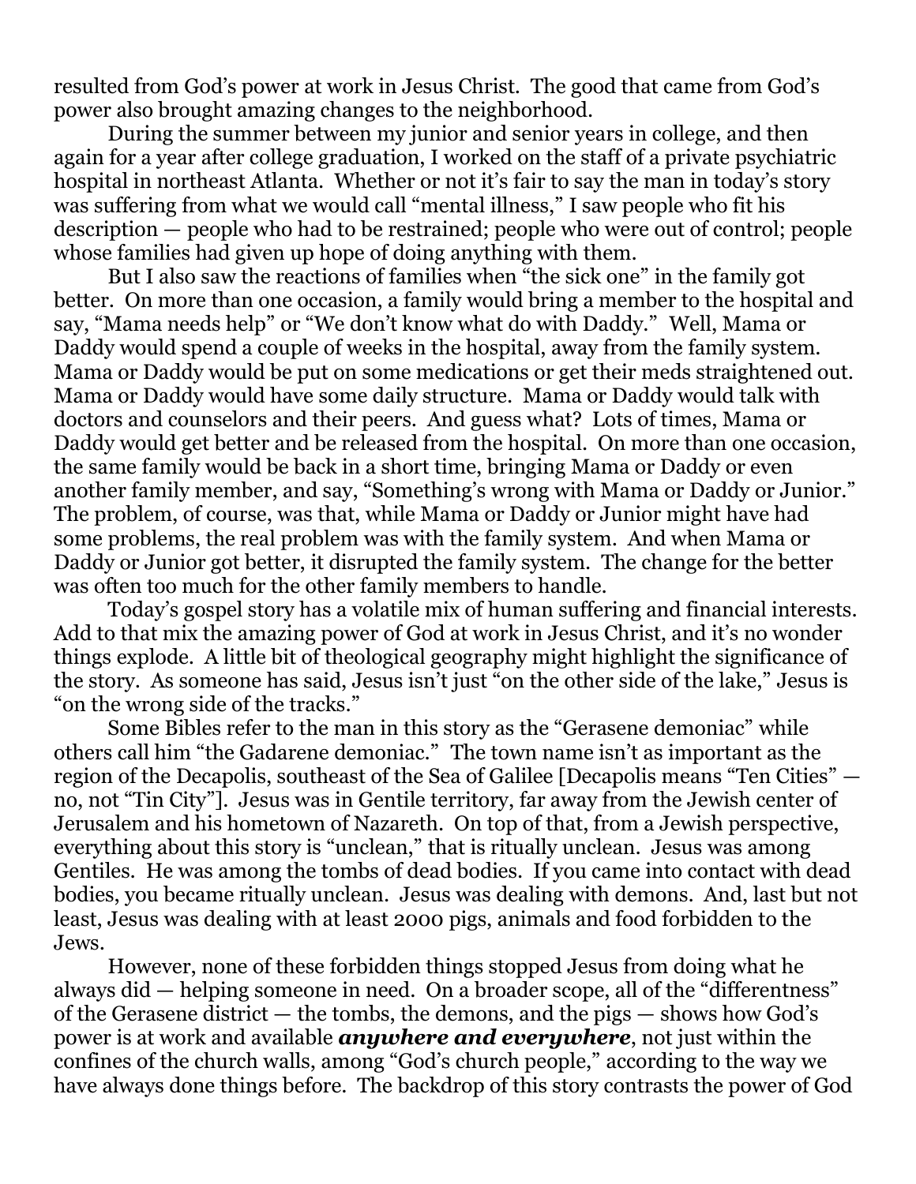resulted from God's power at work in Jesus Christ. The good that came from God's power also brought amazing changes to the neighborhood.

During the summer between my junior and senior years in college, and then again for a year after college graduation, I worked on the staff of a private psychiatric hospital in northeast Atlanta. Whether or not it's fair to say the man in today's story was suffering from what we would call "mental illness," I saw people who fit his description — people who had to be restrained; people who were out of control; people whose families had given up hope of doing anything with them.

But I also saw the reactions of families when "the sick one" in the family got better. On more than one occasion, a family would bring a member to the hospital and say, "Mama needs help" or "We don't know what do with Daddy." Well, Mama or Daddy would spend a couple of weeks in the hospital, away from the family system. Mama or Daddy would be put on some medications or get their meds straightened out. Mama or Daddy would have some daily structure. Mama or Daddy would talk with doctors and counselors and their peers. And guess what? Lots of times, Mama or Daddy would get better and be released from the hospital. On more than one occasion, the same family would be back in a short time, bringing Mama or Daddy or even another family member, and say, "Something's wrong with Mama or Daddy or Junior." The problem, of course, was that, while Mama or Daddy or Junior might have had some problems, the real problem was with the family system. And when Mama or Daddy or Junior got better, it disrupted the family system. The change for the better was often too much for the other family members to handle.

Today's gospel story has a volatile mix of human suffering and financial interests. Add to that mix the amazing power of God at work in Jesus Christ, and it's no wonder things explode. A little bit of theological geography might highlight the significance of the story. As someone has said, Jesus isn't just "on the other side of the lake," Jesus is "on the wrong side of the tracks."

Some Bibles refer to the man in this story as the "Gerasene demoniac" while others call him "the Gadarene demoniac." The town name isn't as important as the region of the Decapolis, southeast of the Sea of Galilee [Decapolis means "Ten Cities" — no, not "Tin City"]. Jesus was in Gentile territory, far away from the Jewish center of Jerusalem and his hometown of Nazareth. On top of that, from a Jewish perspective, everything about this story is "unclean," that is ritually unclean. Jesus was among Gentiles. He was among the tombs of dead bodies. If you came into contact with dead bodies, you became ritually unclean. Jesus was dealing with demons. And, last but not least, Jesus was dealing with at least 2000 pigs, animals and food forbidden to the Jews.

However, none of these forbidden things stopped Jesus from doing what he always did — helping someone in need. On a broader scope, all of the "differentness" of the Gerasene district — the tombs, the demons, and the pigs — shows how God's power is at work and available ***anywhere and everywhere***, not just within the confines of the church walls, among "God's church people," according to the way we have always done things before. The backdrop of this story contrasts the power of God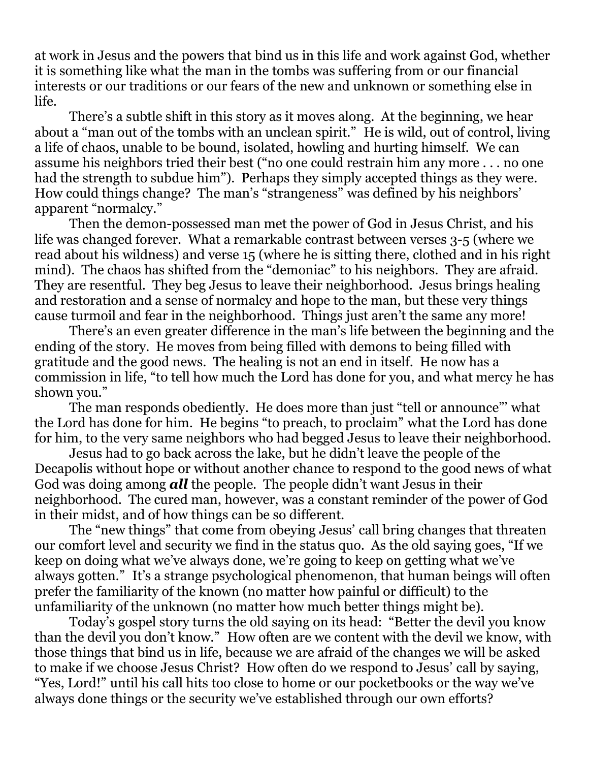at work in Jesus and the powers that bind us in this life and work against God, whether it is something like what the man in the tombs was suffering from or our financial interests or our traditions or our fears of the new and unknown or something else in life.

There's a subtle shift in this story as it moves along. At the beginning, we hear about a "man out of the tombs with an unclean spirit." He is wild, out of control, living a life of chaos, unable to be bound, isolated, howling and hurting himself. We can assume his neighbors tried their best ("no one could restrain him any more . . . no one had the strength to subdue him"). Perhaps they simply accepted things as they were. How could things change? The man's "strangeness" was defined by his neighbors' apparent "normalcy."

Then the demon-possessed man met the power of God in Jesus Christ, and his life was changed forever. What a remarkable contrast between verses 3-5 (where we read about his wildness) and verse 15 (where he is sitting there, clothed and in his right mind). The chaos has shifted from the "demoniac" to his neighbors. They are afraid. They are resentful. They beg Jesus to leave their neighborhood. Jesus brings healing and restoration and a sense of normalcy and hope to the man, but these very things cause turmoil and fear in the neighborhood. Things just aren't the same any more!

There's an even greater difference in the man's life between the beginning and the ending of the story. He moves from being filled with demons to being filled with gratitude and the good news. The healing is not an end in itself. He now has a commission in life, "to tell how much the Lord has done for you, and what mercy he has shown you."

The man responds obediently. He does more than just "tell or announce"' what the Lord has done for him. He begins "to preach, to proclaim" what the Lord has done for him, to the very same neighbors who had begged Jesus to leave their neighborhood.

Jesus had to go back across the lake, but he didn't leave the people of the Decapolis without hope or without another chance to respond to the good news of what God was doing among ***all*** the people. The people didn't want Jesus in their neighborhood. The cured man, however, was a constant reminder of the power of God in their midst, and of how things can be so different.

The "new things" that come from obeying Jesus' call bring changes that threaten our comfort level and security we find in the status quo. As the old saying goes, "If we keep on doing what we've always done, we're going to keep on getting what we've always gotten." It's a strange psychological phenomenon, that human beings will often prefer the familiarity of the known (no matter how painful or difficult) to the unfamiliarity of the unknown (no matter how much better things might be).

Today's gospel story turns the old saying on its head: "Better the devil you know than the devil you don't know." How often are we content with the devil we know, with those things that bind us in life, because we are afraid of the changes we will be asked to make if we choose Jesus Christ? How often do we respond to Jesus' call by saying, "Yes, Lord!" until his call hits too close to home or our pocketbooks or the way we've always done things or the security we've established through our own efforts?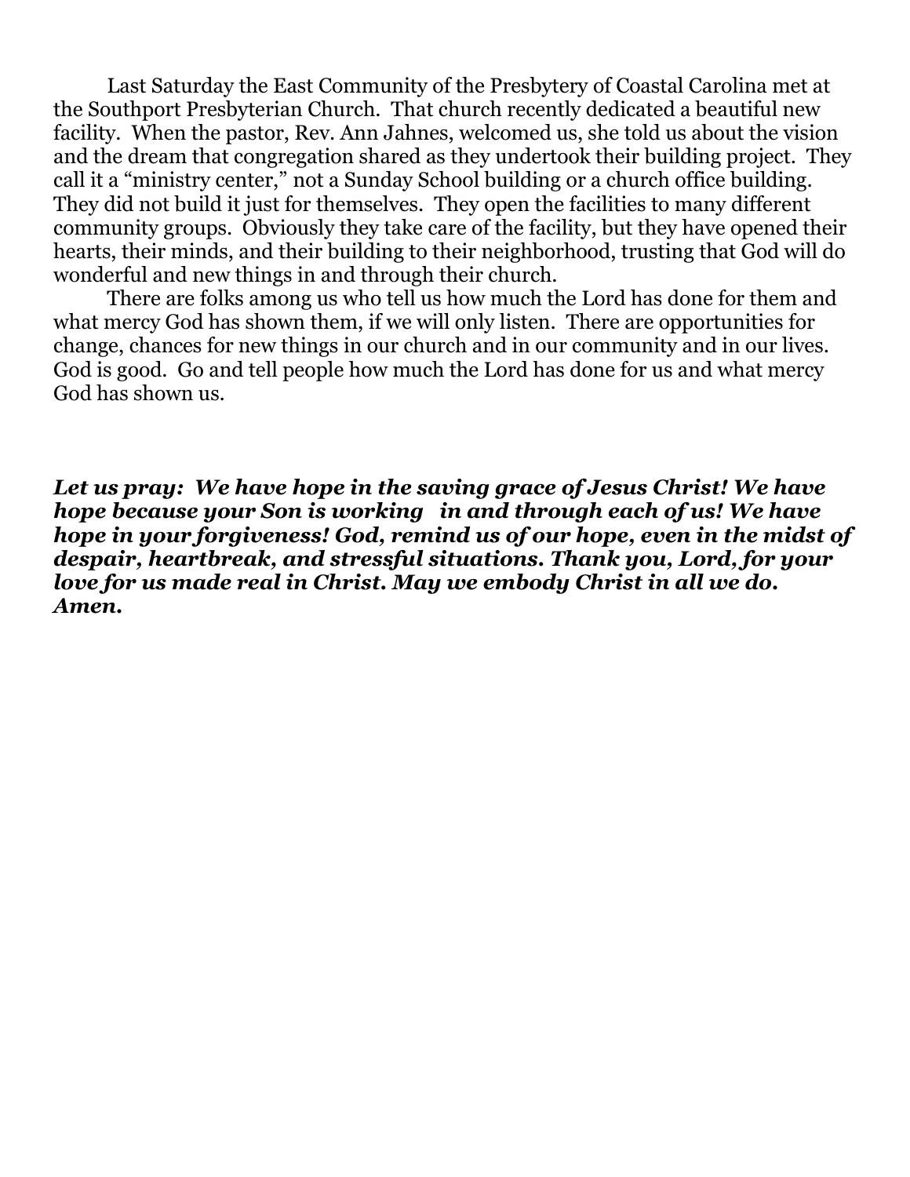Last Saturday the East Community of the Presbytery of Coastal Carolina met at the Southport Presbyterian Church. That church recently dedicated a beautiful new facility. When the pastor, Rev. Ann Jahnes, welcomed us, she told us about the vision and the dream that congregation shared as they undertook their building project. They call it a "ministry center," not a Sunday School building or a church office building. They did not build it just for themselves. They open the facilities to many different community groups. Obviously they take care of the facility, but they have opened their hearts, their minds, and their building to their neighborhood, trusting that God will do wonderful and new things in and through their church.

There are folks among us who tell us how much the Lord has done for them and what mercy God has shown them, if we will only listen. There are opportunities for change, chances for new things in our church and in our community and in our lives. God is good. Go and tell people how much the Lord has done for us and what mercy God has shown us.

***Let us pray: We have hope in the saving grace of Jesus Christ! We have hope because your Son is working in and through each of us! We have hope in your forgiveness! God, remind us of our hope, even in the midst of despair, heartbreak, and stressful situations. Thank you, Lord, for your love for us made real in Christ. May we embody Christ in all we do. Amen.***